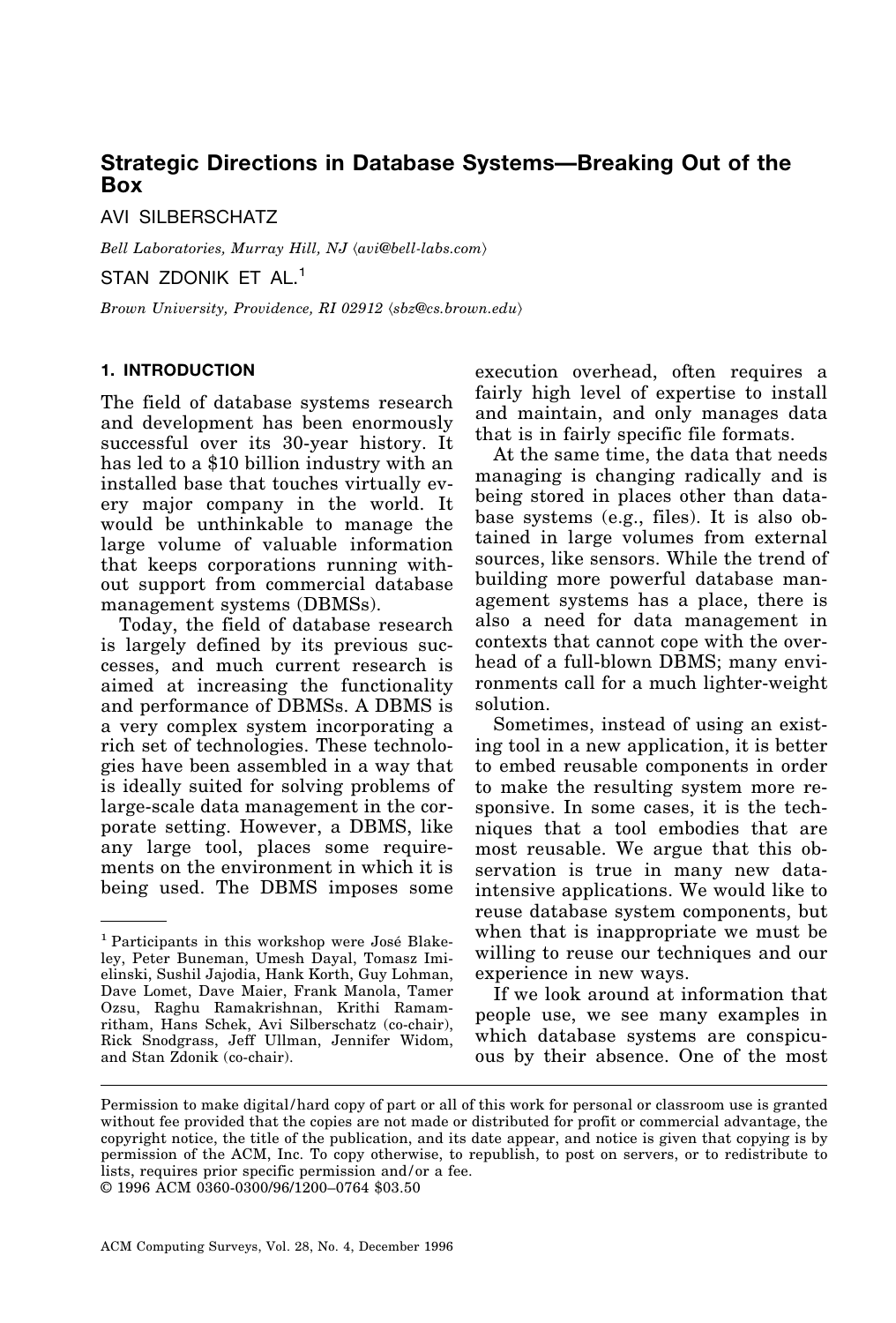# Strategic Directions in Database Systems—Breaking Out of the Box

AVI SILBERSCHATZ

*Bell Laboratories, Murray Hill, NJ* ⟨*avi@bell-labs.com*⟩

STAN ZDONIK ET AL.[1]

*Brown University, Providence, RI 02912* ⟨*sbz@cs.brown.edu*⟩

## 1. INTRODUCTION

The field of database systems research and development has been enormously successful over its 30-year history. It has led to a $10 billion industry with an installed base that touches virtually every major company in the world. It would be unthinkable to manage the large volume of valuable information that keeps corporations running without support from commercial database management systems (DBMSs).

Today, the field of database research is largely defined by its previous successes, and much current research is aimed at increasing the functionality and performance of DBMSs. A DBMS is a very complex system incorporating a rich set of technologies. These technologies have been assembled in a way that is ideally suited for solving problems of large-scale data management in the corporate setting. However, a DBMS, like any large tool, places some requirements on the environment in which it is being used. The DBMS imposes some execution overhead, often requires a fairly high level of expertise to install and maintain, and only manages data that is in fairly specific file formats.

At the same time, the data that needs managing is changing radically and is being stored in places other than database systems (e.g., files). It is also obtained in large volumes from external sources, like sensors. While the trend of building more powerful database management systems has a place, there is also a need for data management in contexts that cannot cope with the overhead of a full-blown DBMS; many environments call for a much lighter-weight solution.

Sometimes, instead of using an existing tool in a new application, it is better to embed reusable components in order to make the resulting system more responsive. In some cases, it is the techniques that a tool embodies that are most reusable. We argue that this observation is true in many new data-intensive applications. We would like to reuse database system components, but when that is inappropriate we must be willing to reuse our techniques and our experience in new ways.

If we look around at information that people use, we see many examples in which database systems are conspicuous by their absence. One of the most

[1] Participants in this workshop were José Blakeley, Peter Buneman, Umesh Dayal, Tomasz Imielinski, Sushil Jajodia, Hank Korth, Guy Lohman, Dave Lomet, Dave Maier, Frank Manola, Tamer Ozsu, Raghu Ramakrishnan, Krithi Ramamritham, Hans Schek, Avi Silberschatz (co-chair), Rick Snodgrass, Jeff Ullman, Jennifer Widom, and Stan Zdonik (co-chair).

Permission to make digital/hard copy of part or all of this work for personal or classroom use is granted without fee provided that the copies are not made or distributed for profit or commercial advantage, the copyright notice, the title of the publication, and its date appear, and notice is given that copying is by permission of the ACM, Inc. To copy otherwise, to republish, to post on servers, or to redistribute to lists, requires prior specific permission and/or a fee.
© 1996 ACM 0360-0300/96/1200–0764 $03.50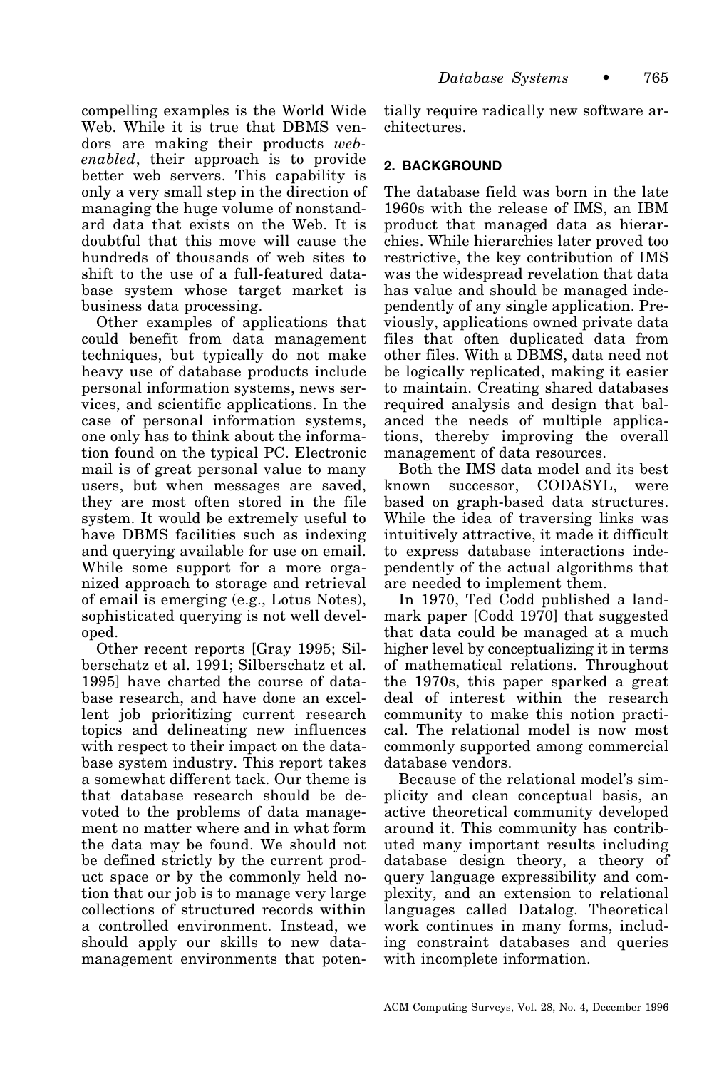compelling examples is the World Wide Web. While it is true that DBMS vendors are making their products *web-enabled*, their approach is to provide better web servers. This capability is only a very small step in the direction of managing the huge volume of nonstandard data that exists on the Web. It is doubtful that this move will cause the hundreds of thousands of web sites to shift to the use of a full-featured database system whose target market is business data processing.

Other examples of applications that could benefit from data management techniques, but typically do not make heavy use of database products include personal information systems, news services, and scientific applications. In the case of personal information systems, one only has to think about the information found on the typical PC. Electronic mail is of great personal value to many users, but when messages are saved, they are most often stored in the file system. It would be extremely useful to have DBMS facilities such as indexing and querying available for use on email. While some support for a more organized approach to storage and retrieval of email is emerging (e.g., Lotus Notes), sophisticated querying is not well developed.

Other recent reports [Gray 1995; Silberschatz et al. 1991; Silberschatz et al. 1995] have charted the course of database research, and have done an excellent job prioritizing current research topics and delineating new influences with respect to their impact on the database system industry. This report takes a somewhat different tack. Our theme is that database research should be devoted to the problems of data management no matter where and in what form the data may be found. We should not be defined strictly by the current product space or by the commonly held notion that our job is to manage very large collections of structured records within a controlled environment. Instead, we should apply our skills to new data-management environments that potentially require radically new software architectures.

## 2. BACKGROUND

The database field was born in the late 1960s with the release of IMS, an IBM product that managed data as hierarchies. While hierarchies later proved too restrictive, the key contribution of IMS was the widespread revelation that data has value and should be managed independently of any single application. Previously, applications owned private data files that often duplicated data from other files. With a DBMS, data need not be logically replicated, making it easier to maintain. Creating shared databases required analysis and design that balanced the needs of multiple applications, thereby improving the overall management of data resources.

Both the IMS data model and its best known successor, CODASYL, were based on graph-based data structures. While the idea of traversing links was intuitively attractive, it made it difficult to express database interactions independently of the actual algorithms that are needed to implement them.

In 1970, Ted Codd published a landmark paper [Codd 1970] that suggested that data could be managed at a much higher level by conceptualizing it in terms of mathematical relations. Throughout the 1970s, this paper sparked a great deal of interest within the research community to make this notion practical. The relational model is now most commonly supported among commercial database vendors.

Because of the relational model's simplicity and clean conceptual basis, an active theoretical community developed around it. This community has contributed many important results including database design theory, a theory of query language expressibility and complexity, and an extension to relational languages called Datalog. Theoretical work continues in many forms, including constraint databases and queries with incomplete information.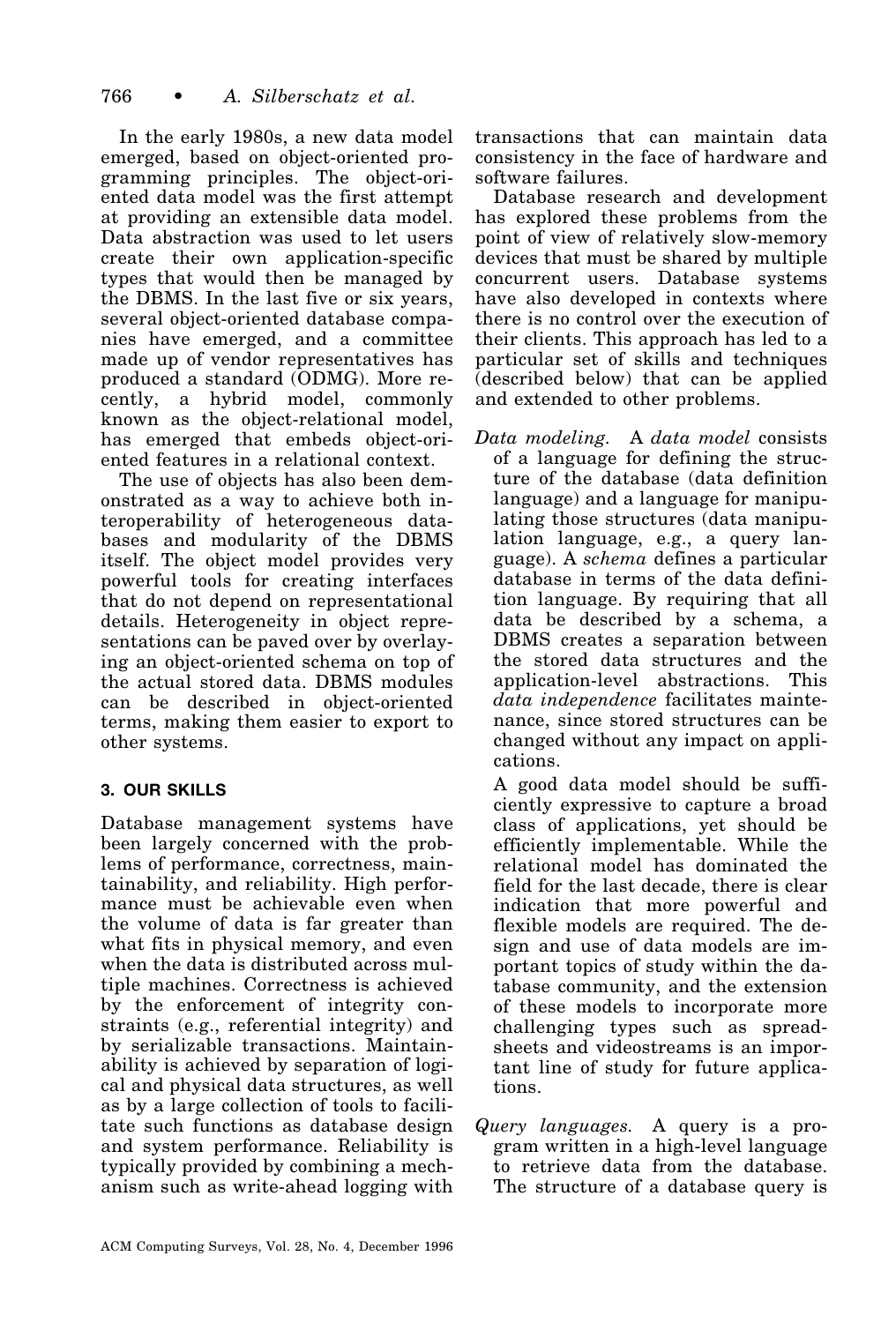In the early 1980s, a new data model emerged, based on object-oriented programming principles. The object-oriented data model was the first attempt at providing an extensible data model. Data abstraction was used to let users create their own application-specific types that would then be managed by the DBMS. In the last five or six years, several object-oriented database companies have emerged, and a committee made up of vendor representatives has produced a standard (ODMG). More recently, a hybrid model, commonly known as the object-relational model, has emerged that embeds object-oriented features in a relational context.

The use of objects has also been demonstrated as a way to achieve both interoperability of heterogeneous databases and modularity of the DBMS itself. The object model provides very powerful tools for creating interfaces that do not depend on representational details. Heterogeneity in object representations can be paved over by overlaying an object-oriented schema on top of the actual stored data. DBMS modules can be described in object-oriented terms, making them easier to export to other systems.

## 3. OUR SKILLS

Database management systems have been largely concerned with the problems of performance, correctness, maintainability, and reliability. High performance must be achievable even when the volume of data is far greater than what fits in physical memory, and even when the data is distributed across multiple machines. Correctness is achieved by the enforcement of integrity constraints (e.g., referential integrity) and by serializable transactions. Maintainability is achieved by separation of logical and physical data structures, as well as by a large collection of tools to facilitate such functions as database design and system performance. Reliability is typically provided by combining a mechanism such as write-ahead logging with transactions that can maintain data consistency in the face of hardware and software failures.

Database research and development has explored these problems from the point of view of relatively slow-memory devices that must be shared by multiple concurrent users. Database systems have also developed in contexts where there is no control over the execution of their clients. This approach has led to a particular set of skills and techniques (described below) that can be applied and extended to other problems.

*Data modeling.* A *data model* consists of a language for defining the structure of the database (data definition language) and a language for manipulating those structures (data manipulation language, e.g., a query language). A *schema* defines a particular database in terms of the data definition language. By requiring that all data be described by a schema, a DBMS creates a separation between the stored data structures and the application-level abstractions. This *data independence* facilitates maintenance, since stored structures can be changed without any impact on applications.

A good data model should be sufficiently expressive to capture a broad class of applications, yet should be efficiently implementable. While the relational model has dominated the field for the last decade, there is clear indication that more powerful and flexible models are required. The design and use of data models are important topics of study within the database community, and the extension of these models to incorporate more challenging types such as spreadsheets and videostreams is an important line of study for future applications.

*Query languages.* A query is a program written in a high-level language to retrieve data from the database. The structure of a database query is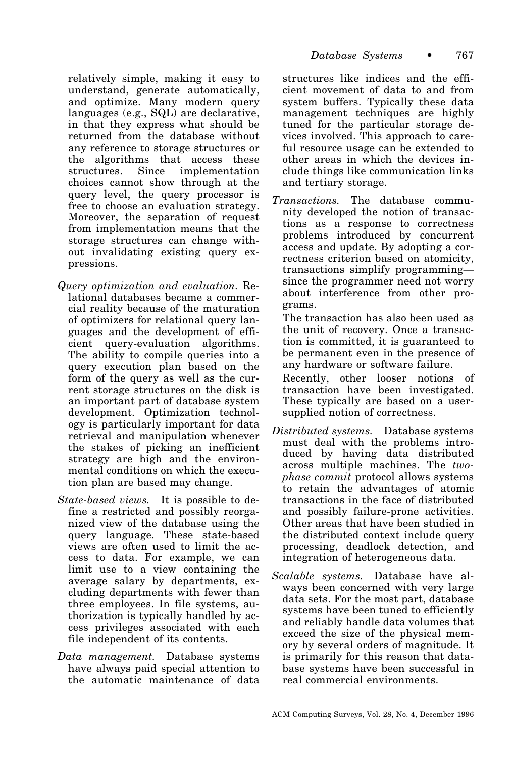relatively simple, making it easy to understand, generate automatically, and optimize. Many modern query languages (e.g., SQL) are declarative, in that they express what should be returned from the database without any reference to storage structures or the algorithms that access these structures. Since implementation choices cannot show through at the query level, the query processor is free to choose an evaluation strategy. Moreover, the separation of request from implementation means that the storage structures can change without invalidating existing query expressions.

*Query optimization and evaluation.* Relational databases became a commercial reality because of the maturation of optimizers for relational query languages and the development of efficient query-evaluation algorithms. The ability to compile queries into a query execution plan based on the form of the query as well as the current storage structures on the disk is an important part of database system development. Optimization technology is particularly important for data retrieval and manipulation whenever the stakes of picking an inefficient strategy are high and the environmental conditions on which the execution plan are based may change.

*State-based views.* It is possible to define a restricted and possibly reorganized view of the database using the query language. These state-based views are often used to limit the access to data. For example, we can limit use to a view containing the average salary by departments, excluding departments with fewer than three employees. In file systems, authorization is typically handled by access privileges associated with each file independent of its contents.

*Data management.* Database systems have always paid special attention to the automatic maintenance of data structures like indices and the efficient movement of data to and from system buffers. Typically these data management techniques are highly tuned for the particular storage devices involved. This approach to careful resource usage can be extended to other areas in which the devices include things like communication links and tertiary storage.

*Transactions.* The database community developed the notion of transactions as a response to correctness problems introduced by concurrent access and update. By adopting a correctness criterion based on atomicity, transactions simplify programming—since the programmer need not worry about interference from other programs.

The transaction has also been used as the unit of recovery. Once a transaction is committed, it is guaranteed to be permanent even in the presence of any hardware or software failure.

Recently, other looser notions of transaction have been investigated. These typically are based on a user-supplied notion of correctness.

*Distributed systems.* Database systems must deal with the problems introduced by having data distributed across multiple machines. The *two-phase commit* protocol allows systems to retain the advantages of atomic transactions in the face of distributed and possibly failure-prone activities. Other areas that have been studied in the distributed context include query processing, deadlock detection, and integration of heterogeneous data.

*Scalable systems.* Database have always been concerned with very large data sets. For the most part, database systems have been tuned to efficiently and reliably handle data volumes that exceed the size of the physical memory by several orders of magnitude. It is primarily for this reason that database systems have been successful in real commercial environments.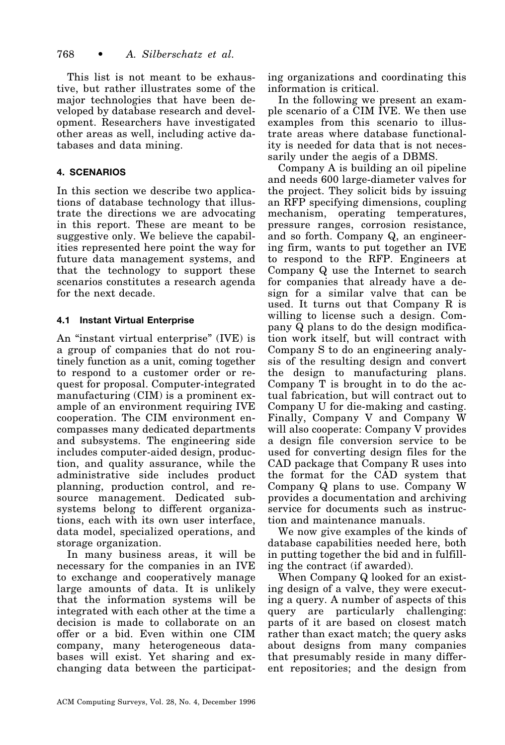This list is not meant to be exhaustive, but rather illustrates some of the major technologies that have been developed by database research and development. Researchers have investigated other areas as well, including active databases and data mining.

## 4. SCENARIOS

In this section we describe two applications of database technology that illustrate the directions we are advocating in this report. These are meant to be suggestive only. We believe the capabilities represented here point the way for future data management systems, and that the technology to support these scenarios constitutes a research agenda for the next decade.

### 4.1 Instant Virtual Enterprise

An "instant virtual enterprise" (IVE) is a group of companies that do not routinely function as a unit, coming together to respond to a customer order or request for proposal. Computer-integrated manufacturing (CIM) is a prominent example of an environment requiring IVE cooperation. The CIM environment encompasses many dedicated departments and subsystems. The engineering side includes computer-aided design, production, and quality assurance, while the administrative side includes product planning, production control, and resource management. Dedicated subsystems belong to different organizations, each with its own user interface, data model, specialized operations, and storage organization.

In many business areas, it will be necessary for the companies in an IVE to exchange and cooperatively manage large amounts of data. It is unlikely that the information systems will be integrated with each other at the time a decision is made to collaborate on an offer or a bid. Even within one CIM company, many heterogeneous databases will exist. Yet sharing and exchanging data between the participating organizations and coordinating this information is critical.

In the following we present an example scenario of a CIM IVE. We then use examples from this scenario to illustrate areas where database functionality is needed for data that is not necessarily under the aegis of a DBMS.

Company A is building an oil pipeline and needs 600 large-diameter valves for the project. They solicit bids by issuing an RFP specifying dimensions, coupling mechanism, operating temperatures, pressure ranges, corrosion resistance, and so forth. Company Q, an engineering firm, wants to put together an IVE to respond to the RFP. Engineers at Company Q use the Internet to search for companies that already have a design for a similar valve that can be used. It turns out that Company R is willing to license such a design. Company Q plans to do the design modification work itself, but will contract with Company S to do an engineering analysis of the resulting design and convert the design to manufacturing plans. Company T is brought in to do the actual fabrication, but will contract out to Company U for die-making and casting. Finally, Company V and Company W will also cooperate: Company V provides a design file conversion service to be used for converting design files for the CAD package that Company R uses into the format for the CAD system that Company Q plans to use. Company W provides a documentation and archiving service for documents such as instruction and maintenance manuals.

We now give examples of the kinds of database capabilities needed here, both in putting together the bid and in fulfilling the contract (if awarded).

When Company Q looked for an existing design of a valve, they were executing a query. A number of aspects of this query are particularly challenging: parts of it are based on closest match rather than exact match; the query asks about designs from many companies that presumably reside in many different repositories; and the design from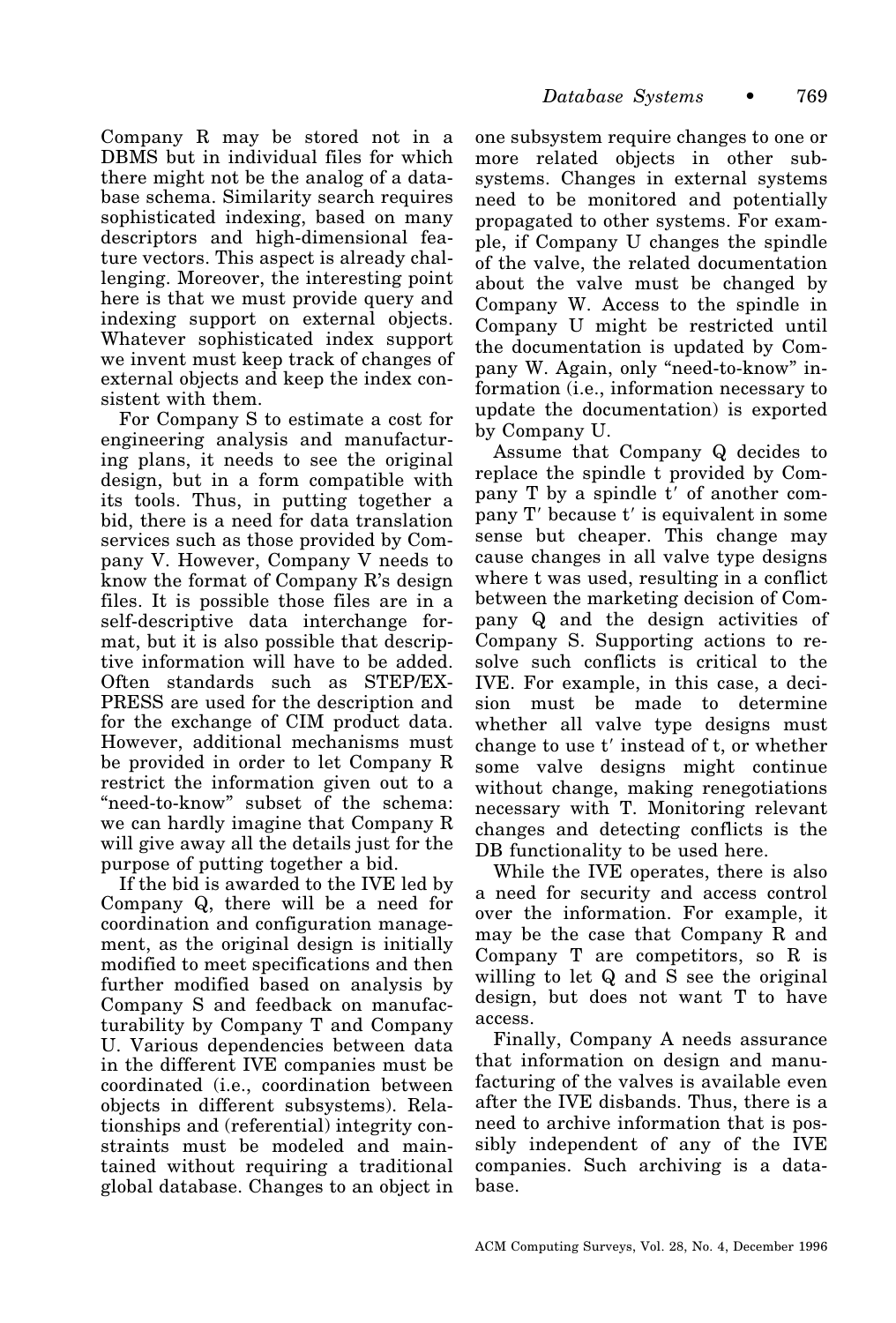Company R may be stored not in a DBMS but in individual files for which there might not be the analog of a database schema. Similarity search requires sophisticated indexing, based on many descriptors and high-dimensional feature vectors. This aspect is already challenging. Moreover, the interesting point here is that we must provide query and indexing support on external objects. Whatever sophisticated index support we invent must keep track of changes of external objects and keep the index consistent with them.

For Company S to estimate a cost for engineering analysis and manufacturing plans, it needs to see the original design, but in a form compatible with its tools. Thus, in putting together a bid, there is a need for data translation services such as those provided by Company V. However, Company V needs to know the format of Company R's design files. It is possible those files are in a self-descriptive data interchange format, but it is also possible that descriptive information will have to be added. Often standards such as STEP/EXPRESS are used for the description and for the exchange of CIM product data. However, additional mechanisms must be provided in order to let Company R restrict the information given out to a "need-to-know" subset of the schema: we can hardly imagine that Company R will give away all the details just for the purpose of putting together a bid.

If the bid is awarded to the IVE led by Company Q, there will be a need for coordination and configuration management, as the original design is initially modified to meet specifications and then further modified based on analysis by Company S and feedback on manufacturability by Company T and Company U. Various dependencies between data in the different IVE companies must be coordinated (i.e., coordination between objects in different subsystems). Relationships and (referential) integrity constraints must be modeled and maintained without requiring a traditional global database. Changes to an object in one subsystem require changes to one or more related objects in other subsystems. Changes in external systems need to be monitored and potentially propagated to other systems. For example, if Company U changes the spindle of the valve, the related documentation about the valve must be changed by Company W. Access to the spindle in Company U might be restricted until the documentation is updated by Company W. Again, only "need-to-know" information (i.e., information necessary to update the documentation) is exported by Company U.

Assume that Company Q decides to replace the spindle t provided by Company T by a spindle t′ of another company T′ because t′ is equivalent in some sense but cheaper. This change may cause changes in all valve type designs where t was used, resulting in a conflict between the marketing decision of Company Q and the design activities of Company S. Supporting actions to resolve such conflicts is critical to the IVE. For example, in this case, a decision must be made to determine whether all valve type designs must change to use t′ instead of t, or whether some valve designs might continue without change, making renegotiations necessary with T. Monitoring relevant changes and detecting conflicts is the DB functionality to be used here.

While the IVE operates, there is also a need for security and access control over the information. For example, it may be the case that Company R and Company T are competitors, so R is willing to let Q and S see the original design, but does not want T to have access.

Finally, Company A needs assurance that information on design and manufacturing of the valves is available even after the IVE disbands. Thus, there is a need to archive information that is possibly independent of any of the IVE companies. Such archiving is a database.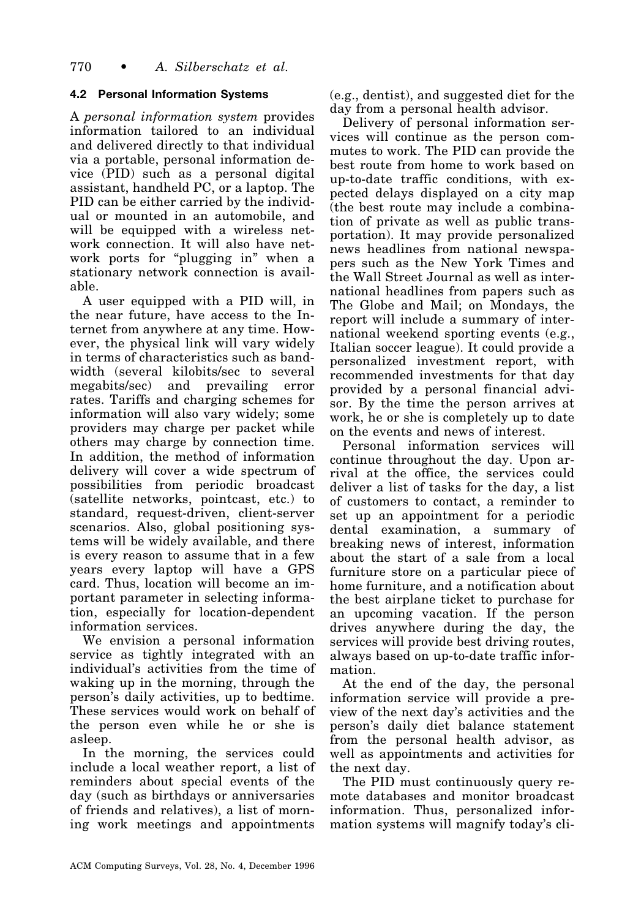### 4.2 Personal Information Systems

A *personal information system* provides information tailored to an individual and delivered directly to that individual via a portable, personal information device (PID) such as a personal digital assistant, handheld PC, or a laptop. The PID can be either carried by the individual or mounted in an automobile, and will be equipped with a wireless network connection. It will also have network ports for "plugging in" when a stationary network connection is available.

A user equipped with a PID will, in the near future, have access to the Internet from anywhere at any time. However, the physical link will vary widely in terms of characteristics such as bandwidth (several kilobits/sec to several megabits/sec) and prevailing error rates. Tariffs and charging schemes for information will also vary widely; some providers may charge per packet while others may charge by connection time. In addition, the method of information delivery will cover a wide spectrum of possibilities from periodic broadcast (satellite networks, pointcast, etc.) to standard, request-driven, client-server scenarios. Also, global positioning systems will be widely available, and there is every reason to assume that in a few years every laptop will have a GPS card. Thus, location will become an important parameter in selecting information, especially for location-dependent information services.

We envision a personal information service as tightly integrated with an individual's activities from the time of waking up in the morning, through the person's daily activities, up to bedtime. These services would work on behalf of the person even while he or she is asleep.

In the morning, the services could include a local weather report, a list of reminders about special events of the day (such as birthdays or anniversaries of friends and relatives), a list of morning work meetings and appointments (e.g., dentist), and suggested diet for the day from a personal health advisor.

Delivery of personal information services will continue as the person commutes to work. The PID can provide the best route from home to work based on up-to-date traffic conditions, with expected delays displayed on a city map (the best route may include a combination of private as well as public transportation). It may provide personalized news headlines from national newspapers such as the New York Times and the Wall Street Journal as well as international headlines from papers such as The Globe and Mail; on Mondays, the report will include a summary of international weekend sporting events (e.g., Italian soccer league). It could provide a personalized investment report, with recommended investments for that day provided by a personal financial advisor. By the time the person arrives at work, he or she is completely up to date on the events and news of interest.

Personal information services will continue throughout the day. Upon arrival at the office, the services could deliver a list of tasks for the day, a list of customers to contact, a reminder to set up an appointment for a periodic dental examination, a summary of breaking news of interest, information about the start of a sale from a local furniture store on a particular piece of home furniture, and a notification about the best airplane ticket to purchase for an upcoming vacation. If the person drives anywhere during the day, the services will provide best driving routes, always based on up-to-date traffic information.

At the end of the day, the personal information service will provide a preview of the next day's activities and the person's daily diet balance statement from the personal health advisor, as well as appointments and activities for the next day.

The PID must continuously query remote databases and monitor broadcast information. Thus, personalized information systems will magnify today's cli-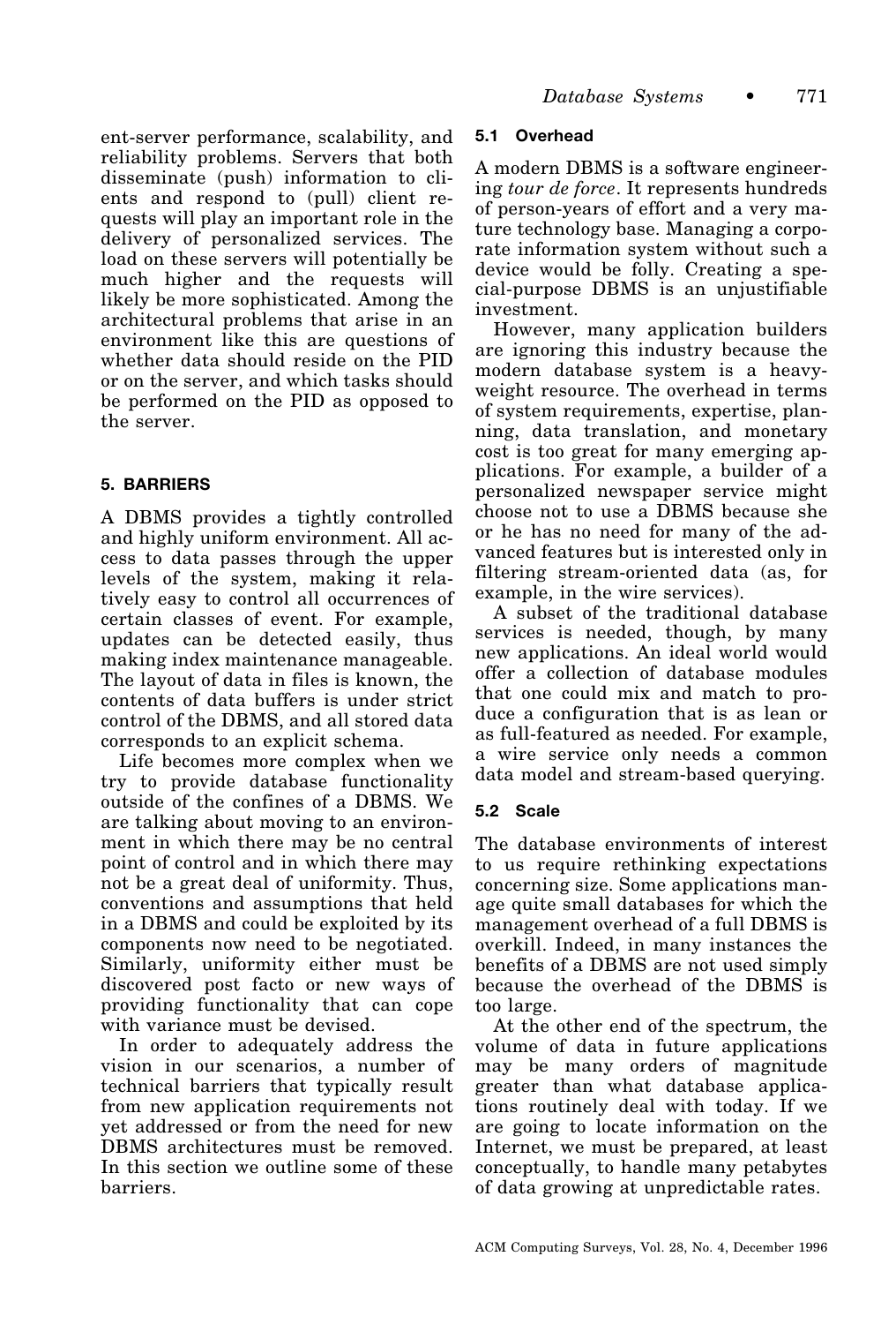ent-server performance, scalability, and reliability problems. Servers that both disseminate (push) information to clients and respond to (pull) client requests will play an important role in the delivery of personalized services. The load on these servers will potentially be much higher and the requests will likely be more sophisticated. Among the architectural problems that arise in an environment like this are questions of whether data should reside on the PID or on the server, and which tasks should be performed on the PID as opposed to the server.

## 5. BARRIERS

A DBMS provides a tightly controlled and highly uniform environment. All access to data passes through the upper levels of the system, making it relatively easy to control all occurrences of certain classes of event. For example, updates can be detected easily, thus making index maintenance manageable. The layout of data in files is known, the contents of data buffers is under strict control of the DBMS, and all stored data corresponds to an explicit schema.

Life becomes more complex when we try to provide database functionality outside of the confines of a DBMS. We are talking about moving to an environment in which there may be no central point of control and in which there may not be a great deal of uniformity. Thus, conventions and assumptions that held in a DBMS and could be exploited by its components now need to be negotiated. Similarly, uniformity either must be discovered post facto or new ways of providing functionality that can cope with variance must be devised.

In order to adequately address the vision in our scenarios, a number of technical barriers that typically result from new application requirements not yet addressed or from the need for new DBMS architectures must be removed. In this section we outline some of these barriers.

### 5.1 Overhead

A modern DBMS is a software engineering *tour de force*. It represents hundreds of person-years of effort and a very mature technology base. Managing a corporate information system without such a device would be folly. Creating a special-purpose DBMS is an unjustifiable investment.

However, many application builders are ignoring this industry because the modern database system is a heavyweight resource. The overhead in terms of system requirements, expertise, planning, data translation, and monetary cost is too great for many emerging applications. For example, a builder of a personalized newspaper service might choose not to use a DBMS because she or he has no need for many of the advanced features but is interested only in filtering stream-oriented data (as, for example, in the wire services).

A subset of the traditional database services is needed, though, by many new applications. An ideal world would offer a collection of database modules that one could mix and match to produce a configuration that is as lean or as full-featured as needed. For example, a wire service only needs a common data model and stream-based querying.

### 5.2 Scale

The database environments of interest to us require rethinking expectations concerning size. Some applications manage quite small databases for which the management overhead of a full DBMS is overkill. Indeed, in many instances the benefits of a DBMS are not used simply because the overhead of the DBMS is too large.

At the other end of the spectrum, the volume of data in future applications may be many orders of magnitude greater than what database applications routinely deal with today. If we are going to locate information on the Internet, we must be prepared, at least conceptually, to handle many petabytes of data growing at unpredictable rates.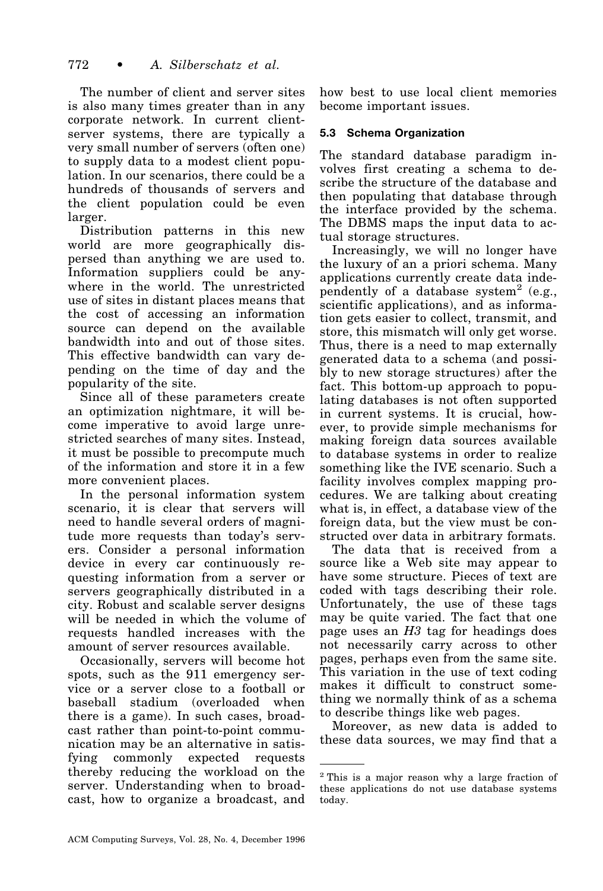The number of client and server sites is also many times greater than in any corporate network. In current client-server systems, there are typically a very small number of servers (often one) to supply data to a modest client population. In our scenarios, there could be a hundreds of thousands of servers and the client population could be even larger.

Distribution patterns in this new world are more geographically dispersed than anything we are used to. Information suppliers could be anywhere in the world. The unrestricted use of sites in distant places means that the cost of accessing an information source can depend on the available bandwidth into and out of those sites. This effective bandwidth can vary depending on the time of day and the popularity of the site.

Since all of these parameters create an optimization nightmare, it will become imperative to avoid large unrestricted searches of many sites. Instead, it must be possible to precompute much of the information and store it in a few more convenient places.

In the personal information system scenario, it is clear that servers will need to handle several orders of magnitude more requests than today's servers. Consider a personal information device in every car continuously requesting information from a server or servers geographically distributed in a city. Robust and scalable server designs will be needed in which the volume of requests handled increases with the amount of server resources available.

Occasionally, servers will become hot spots, such as the 911 emergency service or a server close to a football or baseball stadium (overloaded when there is a game). In such cases, broadcast rather than point-to-point communication may be an alternative in satisfying commonly expected requests thereby reducing the workload on the server. Understanding when to broadcast, how to organize a broadcast, and how best to use local client memories become important issues.

### 5.3 Schema Organization

The standard database paradigm involves first creating a schema to describe the structure of the database and then populating that database through the interface provided by the schema. The DBMS maps the input data to actual storage structures.

Increasingly, we will no longer have the luxury of an a priori schema. Many applications currently create data independently of a database system[2] (e.g., scientific applications), and as information gets easier to collect, transmit, and store, this mismatch will only get worse. Thus, there is a need to map externally generated data to a schema (and possibly to new storage structures) after the fact. This bottom-up approach to populating databases is not often supported in current systems. It is crucial, however, to provide simple mechanisms for making foreign data sources available to database systems in order to realize something like the IVE scenario. Such a facility involves complex mapping procedures. We are talking about creating what is, in effect, a database view of the foreign data, but the view must be constructed over data in arbitrary formats.

The data that is received from a source like a Web site may appear to have some structure. Pieces of text are coded with tags describing their role. Unfortunately, the use of these tags may be quite varied. The fact that one page uses an *H3* tag for headings does not necessarily carry across to other pages, perhaps even from the same site. This variation in the use of text coding makes it difficult to construct something we normally think of as a schema to describe things like web pages.

Moreover, as new data is added to these data sources, we may find that a

---

[2] This is a major reason why a large fraction of these applications do not use database systems today.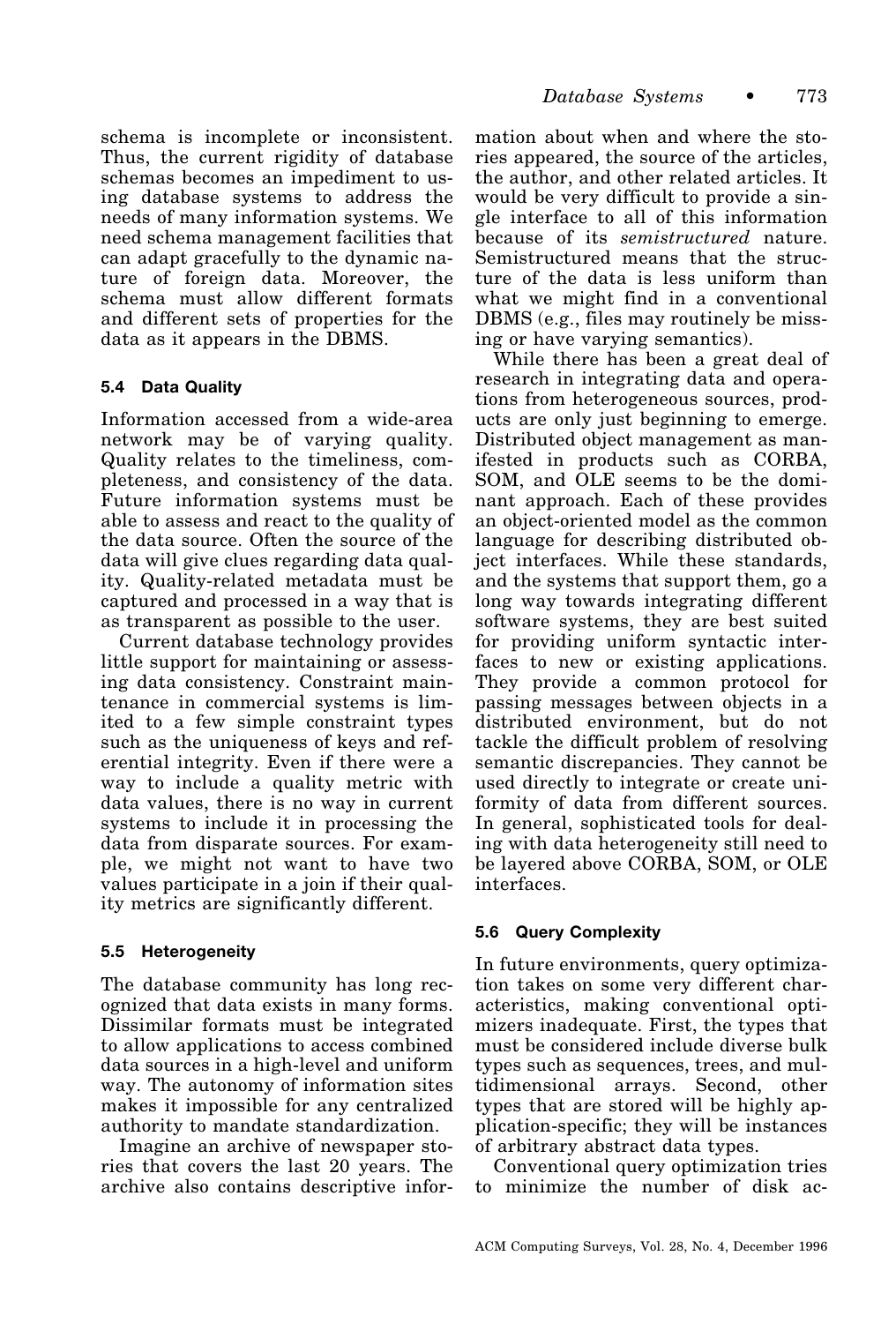schema is incomplete or inconsistent. Thus, the current rigidity of database schemas becomes an impediment to using database systems to address the needs of many information systems. We need schema management facilities that can adapt gracefully to the dynamic nature of foreign data. Moreover, the schema must allow different formats and different sets of properties for the data as it appears in the DBMS.

### 5.4 Data Quality

Information accessed from a wide-area network may be of varying quality. Quality relates to the timeliness, completeness, and consistency of the data. Future information systems must be able to assess and react to the quality of the data source. Often the source of the data will give clues regarding data quality. Quality-related metadata must be captured and processed in a way that is as transparent as possible to the user.

Current database technology provides little support for maintaining or assessing data consistency. Constraint maintenance in commercial systems is limited to a few simple constraint types such as the uniqueness of keys and referential integrity. Even if there were a way to include a quality metric with data values, there is no way in current systems to include it in processing the data from disparate sources. For example, we might not want to have two values participate in a join if their quality metrics are significantly different.

### 5.5 Heterogeneity

The database community has long recognized that data exists in many forms. Dissimilar formats must be integrated to allow applications to access combined data sources in a high-level and uniform way. The autonomy of information sites makes it impossible for any centralized authority to mandate standardization.

Imagine an archive of newspaper stories that covers the last 20 years. The archive also contains descriptive information about when and where the stories appeared, the source of the articles, the author, and other related articles. It would be very difficult to provide a single interface to all of this information because of its *semistructured* nature. Semistructured means that the structure of the data is less uniform than what we might find in a conventional DBMS (e.g., files may routinely be missing or have varying semantics).

While there has been a great deal of research in integrating data and operations from heterogeneous sources, products are only just beginning to emerge. Distributed object management as manifested in products such as CORBA, SOM, and OLE seems to be the dominant approach. Each of these provides an object-oriented model as the common language for describing distributed object interfaces. While these standards, and the systems that support them, go a long way towards integrating different software systems, they are best suited for providing uniform syntactic interfaces to new or existing applications. They provide a common protocol for passing messages between objects in a distributed environment, but do not tackle the difficult problem of resolving semantic discrepancies. They cannot be used directly to integrate or create uniformity of data from different sources. In general, sophisticated tools for dealing with data heterogeneity still need to be layered above CORBA, SOM, or OLE interfaces.

### 5.6 Query Complexity

In future environments, query optimization takes on some very different characteristics, making conventional optimizers inadequate. First, the types that must be considered include diverse bulk types such as sequences, trees, and multidimensional arrays. Second, other types that are stored will be highly application-specific; they will be instances of arbitrary abstract data types.

Conventional query optimization tries to minimize the number of disk ac-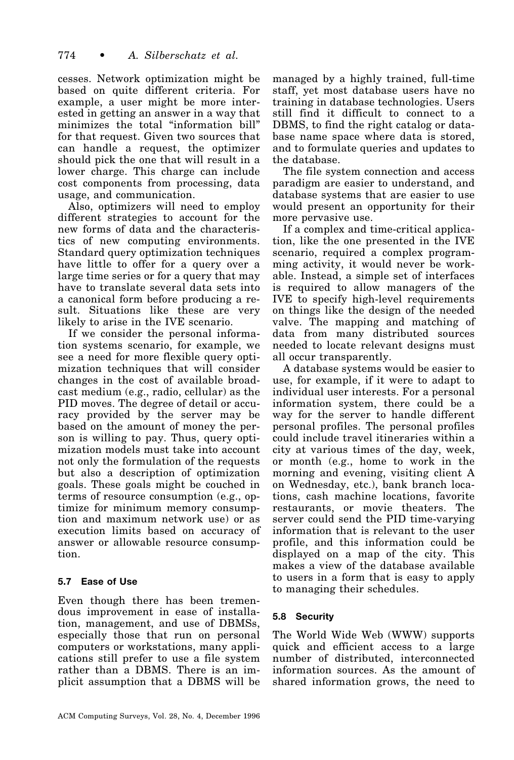cesses. Network optimization might be based on quite different criteria. For example, a user might be more interested in getting an answer in a way that minimizes the total "information bill" for that request. Given two sources that can handle a request, the optimizer should pick the one that will result in a lower charge. This charge can include cost components from processing, data usage, and communication.

Also, optimizers will need to employ different strategies to account for the new forms of data and the characteristics of new computing environments. Standard query optimization techniques have little to offer for a query over a large time series or for a query that may have to translate several data sets into a canonical form before producing a result. Situations like these are very likely to arise in the IVE scenario.

If we consider the personal information systems scenario, for example, we see a need for more flexible query optimization techniques that will consider changes in the cost of available broadcast medium (e.g., radio, cellular) as the PID moves. The degree of detail or accuracy provided by the server may be based on the amount of money the person is willing to pay. Thus, query optimization models must take into account not only the formulation of the requests but also a description of optimization goals. These goals might be couched in terms of resource consumption (e.g., optimize for minimum memory consumption and maximum network use) or as execution limits based on accuracy of answer or allowable resource consumption.

### 5.7 Ease of Use

Even though there has been tremendous improvement in ease of installation, management, and use of DBMSs, especially those that run on personal computers or workstations, many applications still prefer to use a file system rather than a DBMS. There is an implicit assumption that a DBMS will be managed by a highly trained, full-time staff, yet most database users have no training in database technologies. Users still find it difficult to connect to a DBMS, to find the right catalog or database name space where data is stored, and to formulate queries and updates to the database.

The file system connection and access paradigm are easier to understand, and database systems that are easier to use would present an opportunity for their more pervasive use.

If a complex and time-critical application, like the one presented in the IVE scenario, required a complex programming activity, it would never be workable. Instead, a simple set of interfaces is required to allow managers of the IVE to specify high-level requirements on things like the design of the needed valve. The mapping and matching of data from many distributed sources needed to locate relevant designs must all occur transparently.

A database systems would be easier to use, for example, if it were to adapt to individual user interests. For a personal information system, there could be a way for the server to handle different personal profiles. The personal profiles could include travel itineraries within a city at various times of the day, week, or month (e.g., home to work in the morning and evening, visiting client A on Wednesday, etc.), bank branch locations, cash machine locations, favorite restaurants, or movie theaters. The server could send the PID time-varying information that is relevant to the user profile, and this information could be displayed on a map of the city. This makes a view of the database available to users in a form that is easy to apply to managing their schedules.

### 5.8 Security

The World Wide Web (WWW) supports quick and efficient access to a large number of distributed, interconnected information sources. As the amount of shared information grows, the need to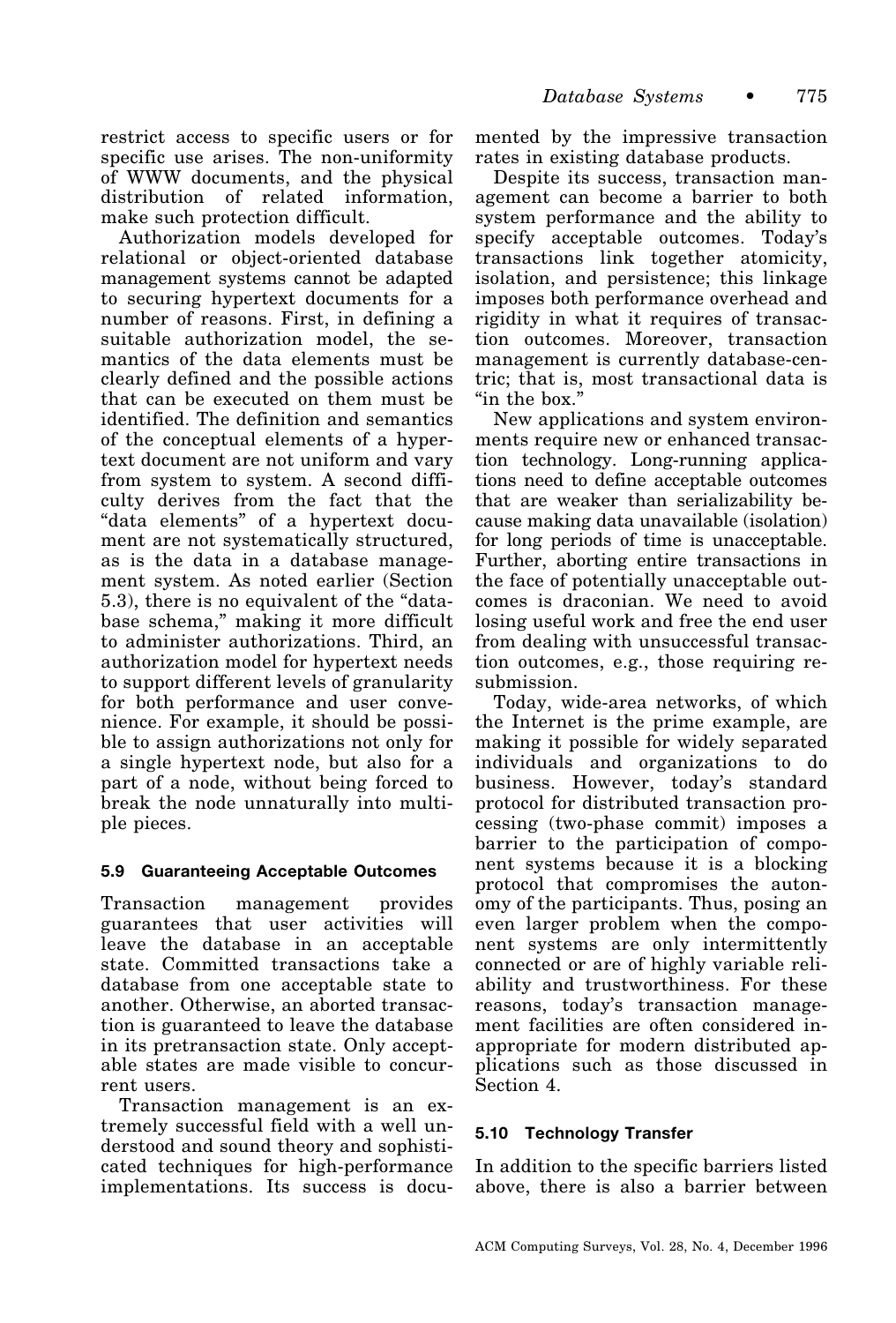restrict access to specific users or for specific use arises. The non-uniformity of WWW documents, and the physical distribution of related information, make such protection difficult.

Authorization models developed for relational or object-oriented database management systems cannot be adapted to securing hypertext documents for a number of reasons. First, in defining a suitable authorization model, the semantics of the data elements must be clearly defined and the possible actions that can be executed on them must be identified. The definition and semantics of the conceptual elements of a hypertext document are not uniform and vary from system to system. A second difficulty derives from the fact that the "data elements" of a hypertext document are not systematically structured, as is the data in a database management system. As noted earlier (Section 5.3), there is no equivalent of the "database schema," making it more difficult to administer authorizations. Third, an authorization model for hypertext needs to support different levels of granularity for both performance and user convenience. For example, it should be possible to assign authorizations not only for a single hypertext node, but also for a part of a node, without being forced to break the node unnaturally into multiple pieces.

### 5.9 Guaranteeing Acceptable Outcomes

Transaction management provides guarantees that user activities will leave the database in an acceptable state. Committed transactions take a database from one acceptable state to another. Otherwise, an aborted transaction is guaranteed to leave the database in its pretransaction state. Only acceptable states are made visible to concurrent users.

Transaction management is an extremely successful field with a well understood and sound theory and sophisticated techniques for high-performance implementations. Its success is documented by the impressive transaction rates in existing database products.

Despite its success, transaction management can become a barrier to both system performance and the ability to specify acceptable outcomes. Today's transactions link together atomicity, isolation, and persistence; this linkage imposes both performance overhead and rigidity in what it requires of transaction outcomes. Moreover, transaction management is currently database-centric; that is, most transactional data is "in the box."

New applications and system environments require new or enhanced transaction technology. Long-running applications need to define acceptable outcomes that are weaker than serializability because making data unavailable (isolation) for long periods of time is unacceptable. Further, aborting entire transactions in the face of potentially unacceptable outcomes is draconian. We need to avoid losing useful work and free the end user from dealing with unsuccessful transaction outcomes, e.g., those requiring resubmission.

Today, wide-area networks, of which the Internet is the prime example, are making it possible for widely separated individuals and organizations to do business. However, today's standard protocol for distributed transaction processing (two-phase commit) imposes a barrier to the participation of component systems because it is a blocking protocol that compromises the autonomy of the participants. Thus, posing an even larger problem when the component systems are only intermittently connected or are of highly variable reliability and trustworthiness. For these reasons, today's transaction management facilities are often considered inappropriate for modern distributed applications such as those discussed in Section 4.

### 5.10 Technology Transfer

In addition to the specific barriers listed above, there is also a barrier between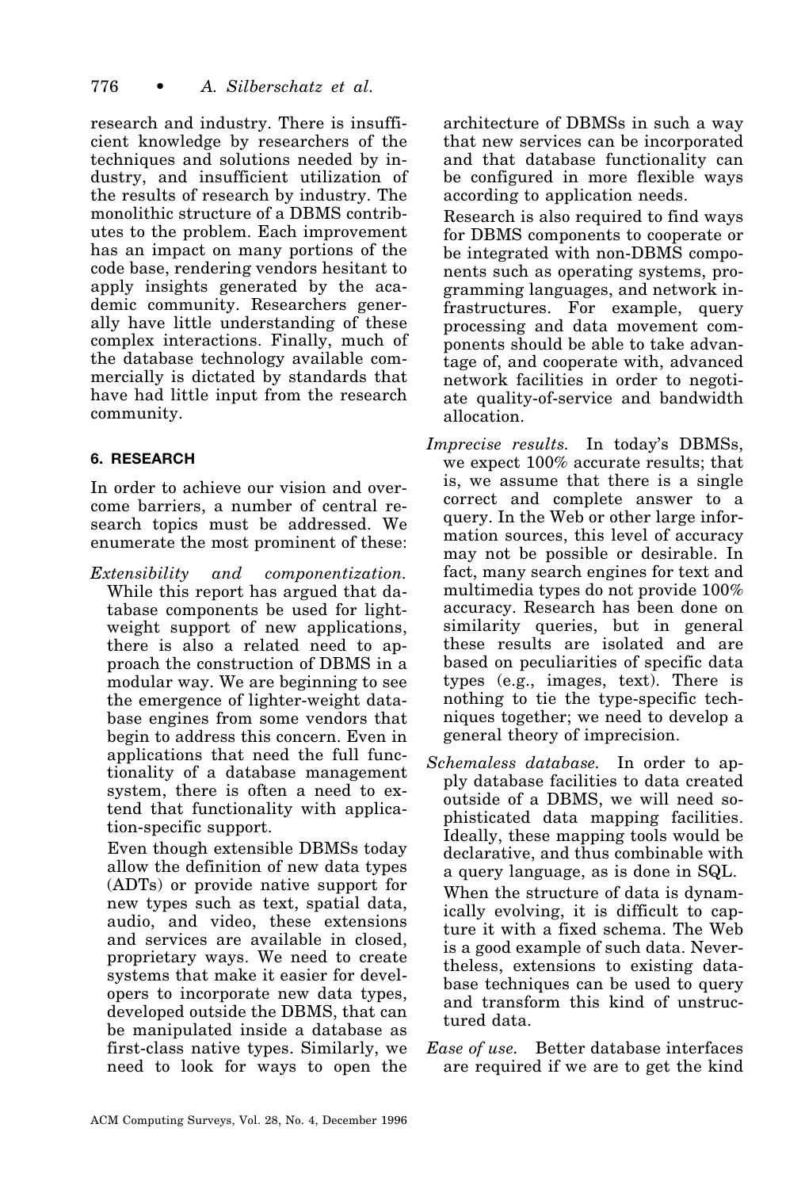research and industry. There is insufficient knowledge by researchers of the techniques and solutions needed by industry, and insufficient utilization of the results of research by industry. The monolithic structure of a DBMS contributes to the problem. Each improvement has an impact on many portions of the code base, rendering vendors hesitant to apply insights generated by the academic community. Researchers generally have little understanding of these complex interactions. Finally, much of the database technology available commercially is dictated by standards that have had little input from the research community.

## 6. RESEARCH

In order to achieve our vision and overcome barriers, a number of central research topics must be addressed. We enumerate the most prominent of these:

*Extensibility and componentization.* While this report has argued that database components be used for lightweight support of new applications, there is also a related need to approach the construction of DBMS in a modular way. We are beginning to see the emergence of lighter-weight database engines from some vendors that begin to address this concern. Even in applications that need the full functionality of a database management system, there is often a need to extend that functionality with application-specific support.

Even though extensible DBMSs today allow the definition of new data types (ADTs) or provide native support for new types such as text, spatial data, audio, and video, these extensions and services are available in closed, proprietary ways. We need to create systems that make it easier for developers to incorporate new data types, developed outside the DBMS, that can be manipulated inside a database as first-class native types. Similarly, we need to look for ways to open the architecture of DBMSs in such a way that new services can be incorporated and that database functionality can be configured in more flexible ways according to application needs.

Research is also required to find ways for DBMS components to cooperate or be integrated with non-DBMS components such as operating systems, programming languages, and network infrastructures. For example, query processing and data movement components should be able to take advantage of, and cooperate with, advanced network facilities in order to negotiate quality-of-service and bandwidth allocation.

*Imprecise results.* In today's DBMSs, we expect 100% accurate results; that is, we assume that there is a single correct and complete answer to a query. In the Web or other large information sources, this level of accuracy may not be possible or desirable. In fact, many search engines for text and multimedia types do not provide 100% accuracy. Research has been done on similarity queries, but in general these results are isolated and are based on peculiarities of specific data types (e.g., images, text). There is nothing to tie the type-specific techniques together; we need to develop a general theory of imprecision.

*Schemaless database.* In order to apply database facilities to data created outside of a DBMS, we will need sophisticated data mapping facilities. Ideally, these mapping tools would be declarative, and thus combinable with a query language, as is done in SQL.

When the structure of data is dynamically evolving, it is difficult to capture it with a fixed schema. The Web is a good example of such data. Nevertheless, extensions to existing database techniques can be used to query and transform this kind of unstructured data.

*Ease of use.* Better database interfaces are required if we are to get the kind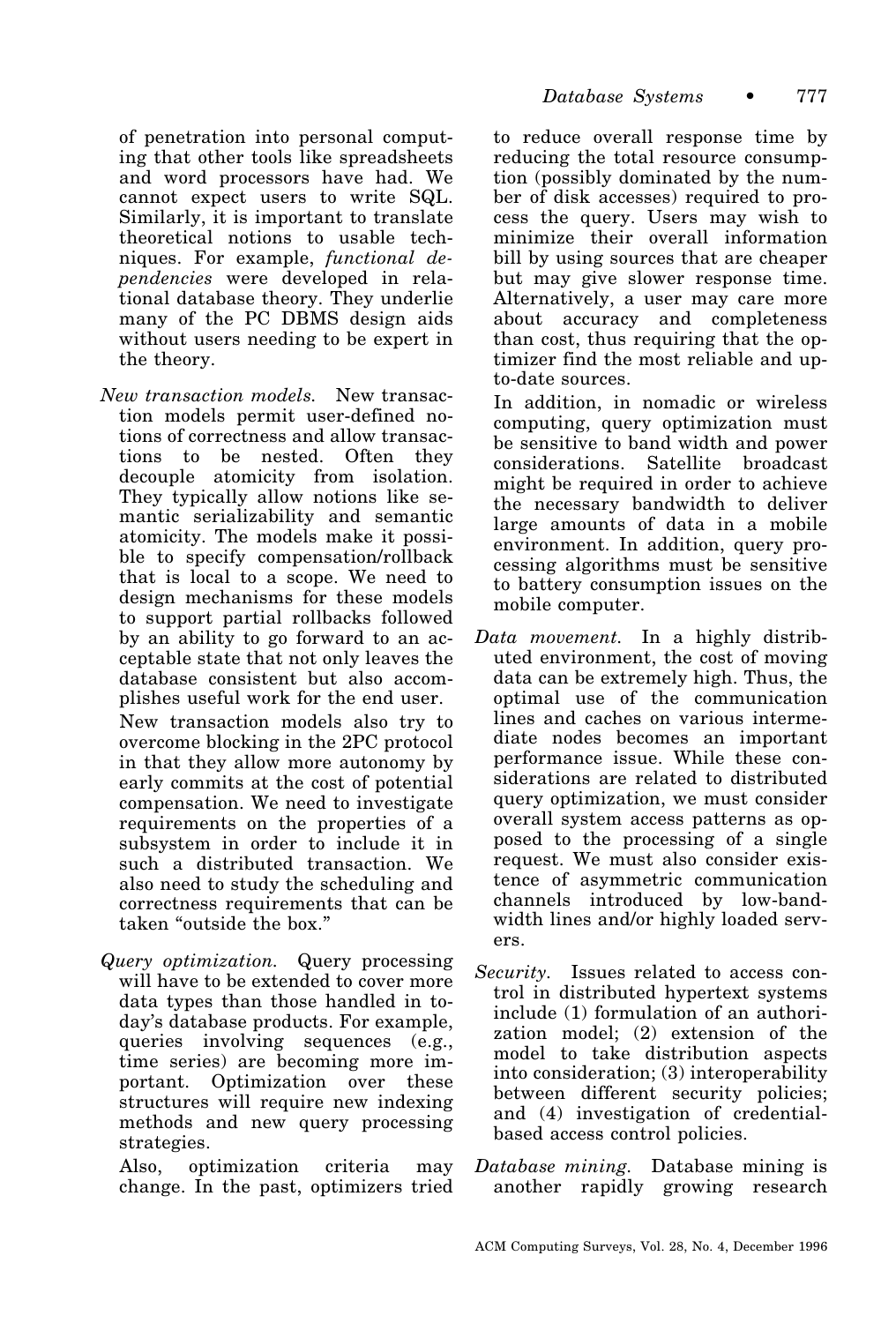of penetration into personal computing that other tools like spreadsheets and word processors have had. We cannot expect users to write SQL. Similarly, it is important to translate theoretical notions to usable techniques. For example, *functional dependencies* were developed in relational database theory. They underlie many of the PC DBMS design aids without users needing to be expert in the theory.

*New transaction models.* New transaction models permit user-defined notions of correctness and allow transactions to be nested. Often they decouple atomicity from isolation. They typically allow notions like semantic serializability and semantic atomicity. The models make it possible to specify compensation/rollback that is local to a scope. We need to design mechanisms for these models to support partial rollbacks followed by an ability to go forward to an acceptable state that not only leaves the database consistent but also accomplishes useful work for the end user.

New transaction models also try to overcome blocking in the 2PC protocol in that they allow more autonomy by early commits at the cost of potential compensation. We need to investigate requirements on the properties of a subsystem in order to include it in such a distributed transaction. We also need to study the scheduling and correctness requirements that can be taken "outside the box."

*Query optimization.* Query processing will have to be extended to cover more data types than those handled in today's database products. For example, queries involving sequences (e.g., time series) are becoming more important. Optimization over these structures will require new indexing methods and new query processing strategies.

Also, optimization criteria may change. In the past, optimizers tried to reduce overall response time by reducing the total resource consumption (possibly dominated by the number of disk accesses) required to process the query. Users may wish to minimize their overall information bill by using sources that are cheaper but may give slower response time. Alternatively, a user may care more about accuracy and completeness than cost, thus requiring that the optimizer find the most reliable and up-to-date sources.

In addition, in nomadic or wireless computing, query optimization must be sensitive to band width and power considerations. Satellite broadcast might be required in order to achieve the necessary bandwidth to deliver large amounts of data in a mobile environment. In addition, query processing algorithms must be sensitive to battery consumption issues on the mobile computer.

*Data movement.* In a highly distributed environment, the cost of moving data can be extremely high. Thus, the optimal use of the communication lines and caches on various intermediate nodes becomes an important performance issue. While these considerations are related to distributed query optimization, we must consider overall system access patterns as opposed to the processing of a single request. We must also consider existence of asymmetric communication channels introduced by low-bandwidth lines and/or highly loaded servers.

*Security.* Issues related to access control in distributed hypertext systems include (1) formulation of an authorization model; (2) extension of the model to take distribution aspects into consideration; (3) interoperability between different security policies; and (4) investigation of credential-based access control policies.

*Database mining.* Database mining is another rapidly growing research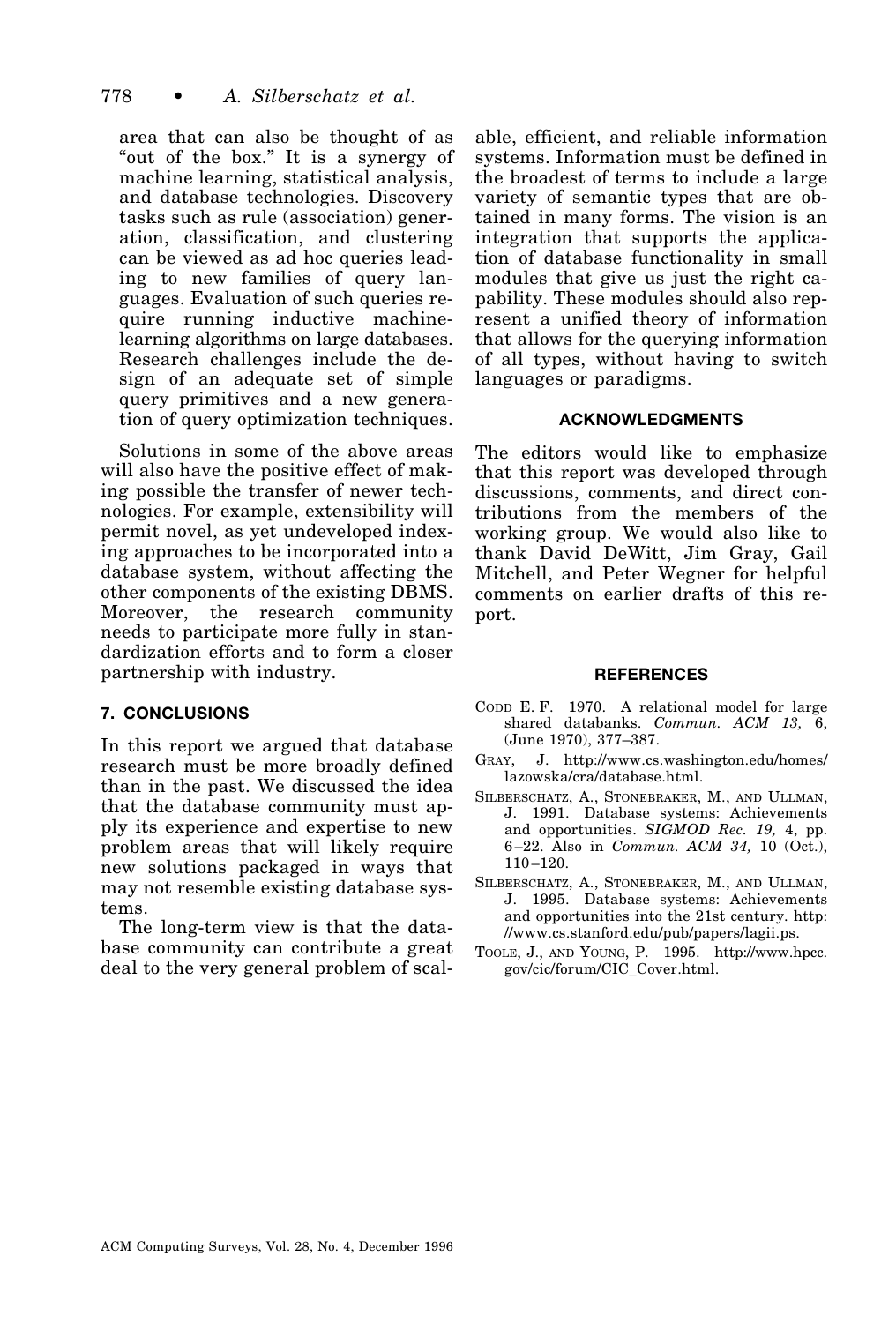area that can also be thought of as "out of the box." It is a synergy of machine learning, statistical analysis, and database technologies. Discovery tasks such as rule (association) generation, classification, and clustering can be viewed as ad hoc queries leading to new families of query languages. Evaluation of such queries require running inductive machine-learning algorithms on large databases. Research challenges include the design of an adequate set of simple query primitives and a new generation of query optimization techniques.

Solutions in some of the above areas will also have the positive effect of making possible the transfer of newer technologies. For example, extensibility will permit novel, as yet undeveloped indexing approaches to be incorporated into a database system, without affecting the other components of the existing DBMS. Moreover, the research community needs to participate more fully in standardization efforts and to form a closer partnership with industry.

## 7. CONCLUSIONS

In this report we argued that database research must be more broadly defined than in the past. We discussed the idea that the database community must apply its experience and expertise to new problem areas that will likely require new solutions packaged in ways that may not resemble existing database systems.

The long-term view is that the database community can contribute a great deal to the very general problem of scalable, efficient, and reliable information systems. Information must be defined in the broadest of terms to include a large variety of semantic types that are obtained in many forms. The vision is an integration that supports the application of database functionality in small modules that give us just the right capability. These modules should also represent a unified theory of information that allows for the querying information of all types, without having to switch languages or paradigms.

## ACKNOWLEDGMENTS

The editors would like to emphasize that this report was developed through discussions, comments, and direct contributions from the members of the working group. We would also like to thank David DeWitt, Jim Gray, Gail Mitchell, and Peter Wegner for helpful comments on earlier drafts of this report.

## REFERENCES

CODD E. F. 1970. A relational model for large shared databanks. *Commun. ACM 13,* 6, (June 1970), 377–387.

GRAY, J. http://www.cs.washington.edu/homes/lazowska/cra/database.html.

SILBERSCHATZ, A., STONEBRAKER, M., AND ULLMAN, J. 1991. Database systems: Achievements and opportunities. *SIGMOD Rec. 19,* 4, pp. 6–22. Also in *Commun. ACM 34,* 10 (Oct.), 110–120.

SILBERSCHATZ, A., STONEBRAKER, M., AND ULLMAN, J. 1995. Database systems: Achievements and opportunities into the 21st century. http://www.cs.stanford.edu/pub/papers/lagii.ps.

TOOLE, J., AND YOUNG, P. 1995. http://www.hpcc.gov/cic/forum/CIC_Cover.html.